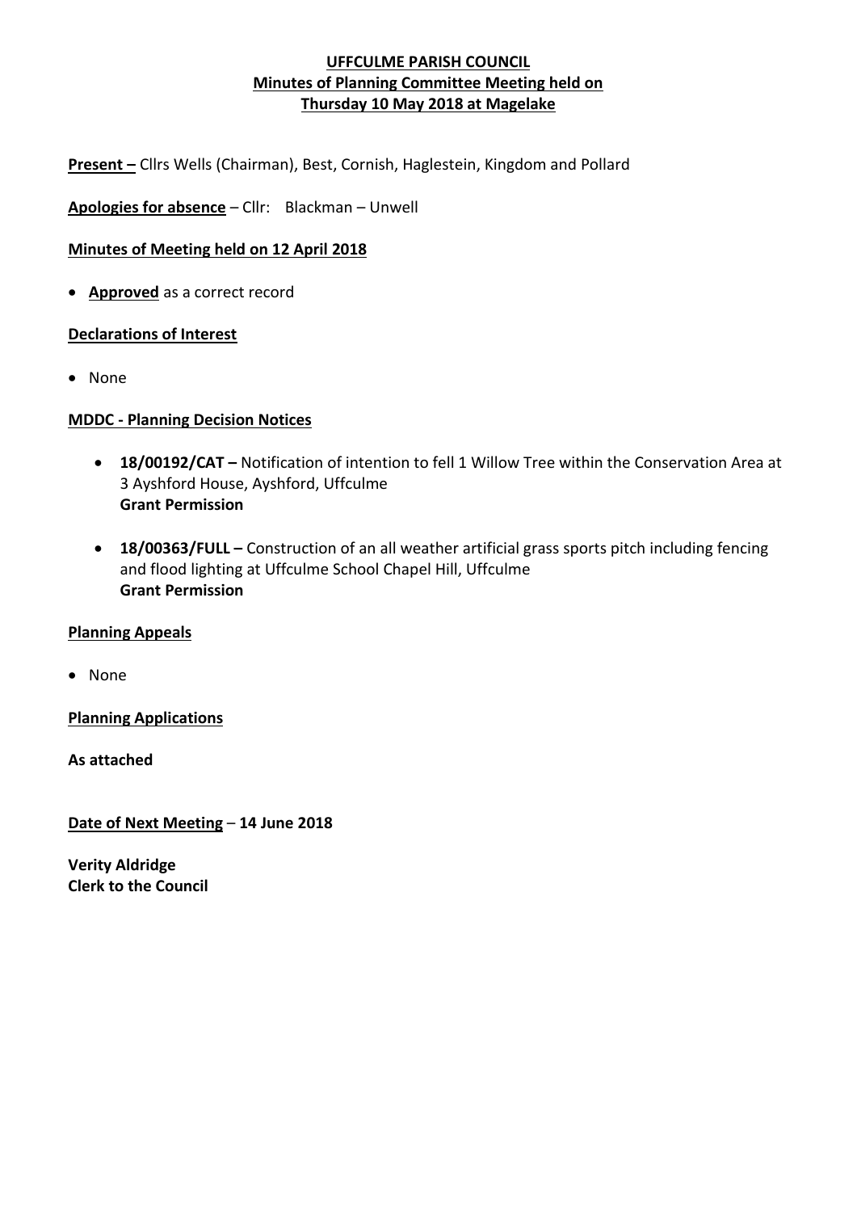# UFFCULME PARISH COUNCIL
## Minutes of Planning Committee Meeting held on Thursday 10 May 2018 at Magelake

**Present –** Cllrs Wells (Chairman), Best, Cornish, Haglestein, Kingdom and Pollard

**Apologies for absence** – Cllr: Blackman – Unwell

**Minutes of Meeting held on 12 April 2018**

- **Approved** as a correct record

**Declarations of Interest**

- None

**MDDC - Planning Decision Notices**

- **18/00192/CAT –** Notification of intention to fell 1 Willow Tree within the Conservation Area at 3 Ayshford House, Ayshford, Uffculme
  **Grant Permission**

- **18/00363/FULL –** Construction of an all weather artificial grass sports pitch including fencing and flood lighting at Uffculme School Chapel Hill, Uffculme
  **Grant Permission**

**Planning Appeals**

- None

**Planning Applications**

**As attached**

**Date of Next Meeting** – **14 June 2018**

**Verity Aldridge**
**Clerk to the Council**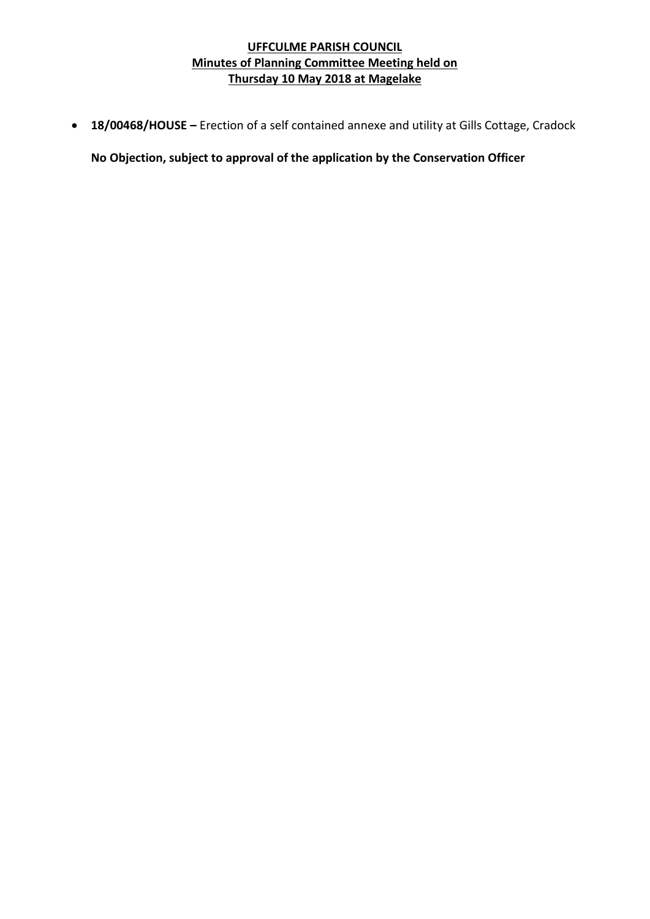# **UFFCULME PARISH COUNCIL**
## **Minutes of Planning Committee Meeting held on**
## **Thursday 10 May 2018 at Magelake**

- **18/00468/HOUSE –** Erection of a self contained annexe and utility at Gills Cottage, Cradock

  **No Objection, subject to approval of the application by the Conservation Officer**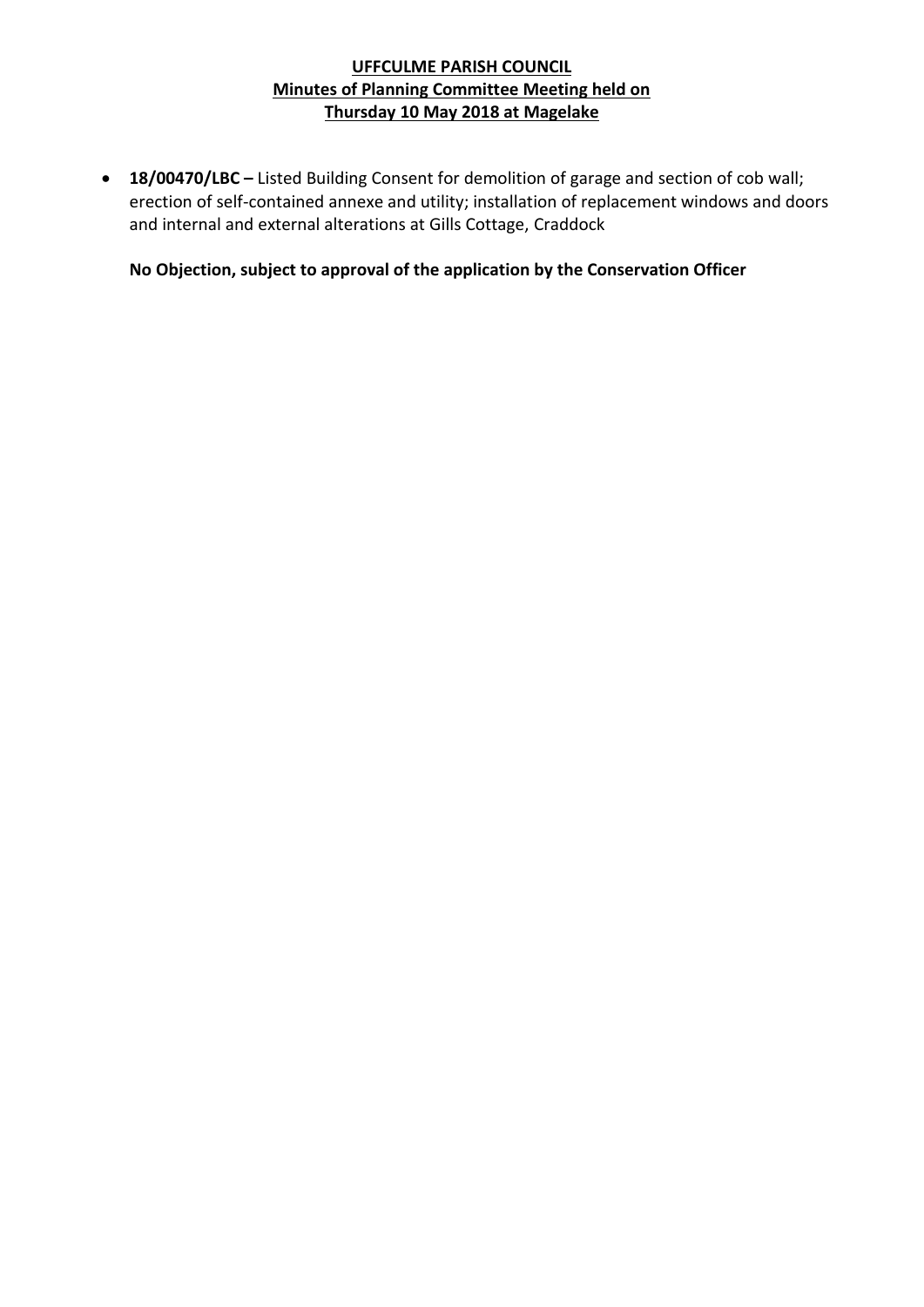**UFFCULME PARISH COUNCIL**
**Minutes of Planning Committee Meeting held on**
**Thursday 10 May 2018 at Magelake**

- **18/00470/LBC –** Listed Building Consent for demolition of garage and section of cob wall; erection of self-contained annexe and utility; installation of replacement windows and doors and internal and external alterations at Gills Cottage, Craddock

  **No Objection, subject to approval of the application by the Conservation Officer**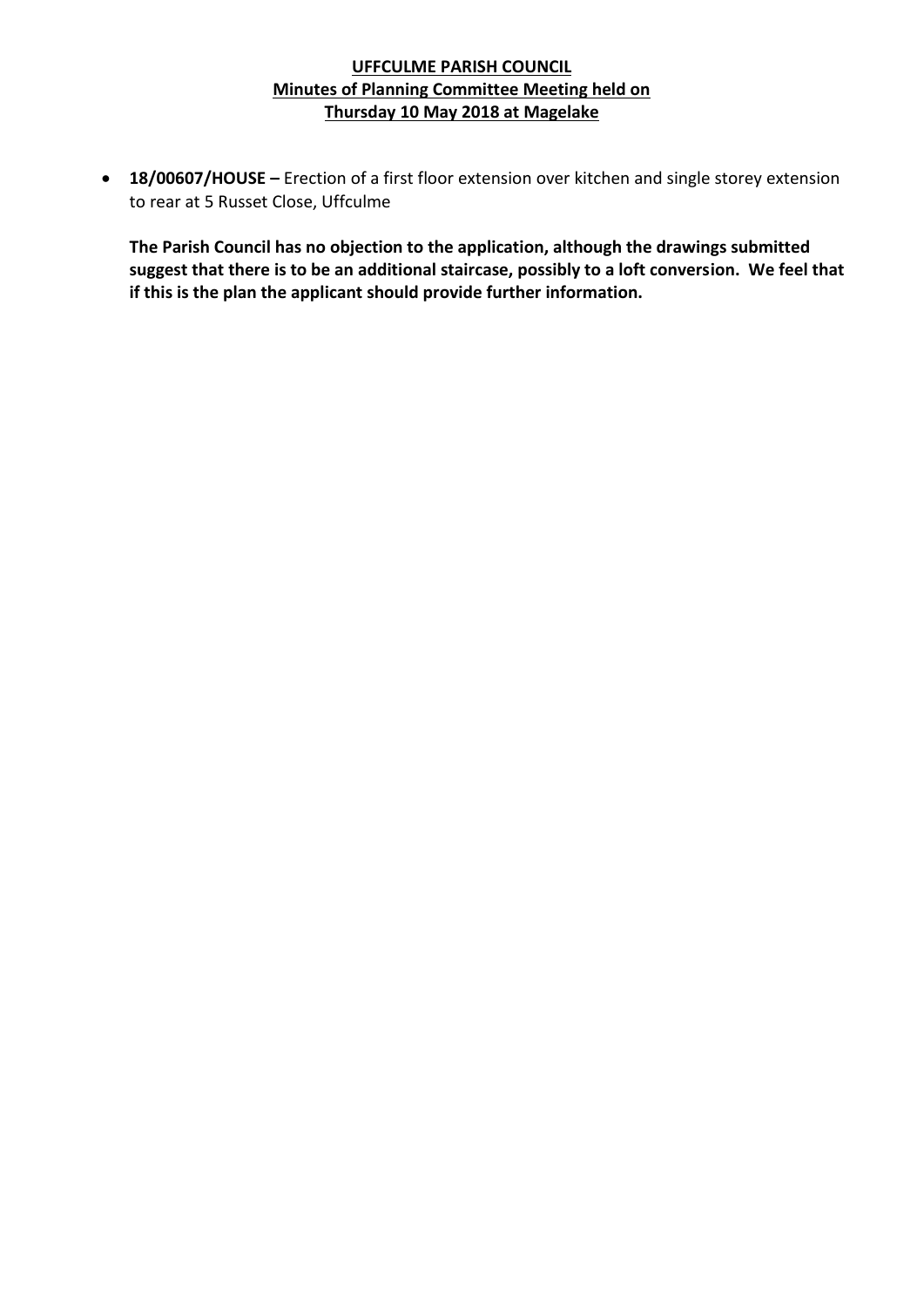**UFFCULME PARISH COUNCIL**
**Minutes of Planning Committee Meeting held on**
**Thursday 10 May 2018 at Magelake**

- **18/00607/HOUSE –** Erection of a first floor extension over kitchen and single storey extension to rear at 5 Russet Close, Uffculme

  **The Parish Council has no objection to the application, although the drawings submitted suggest that there is to be an additional staircase, possibly to a loft conversion. We feel that if this is the plan the applicant should provide further information.**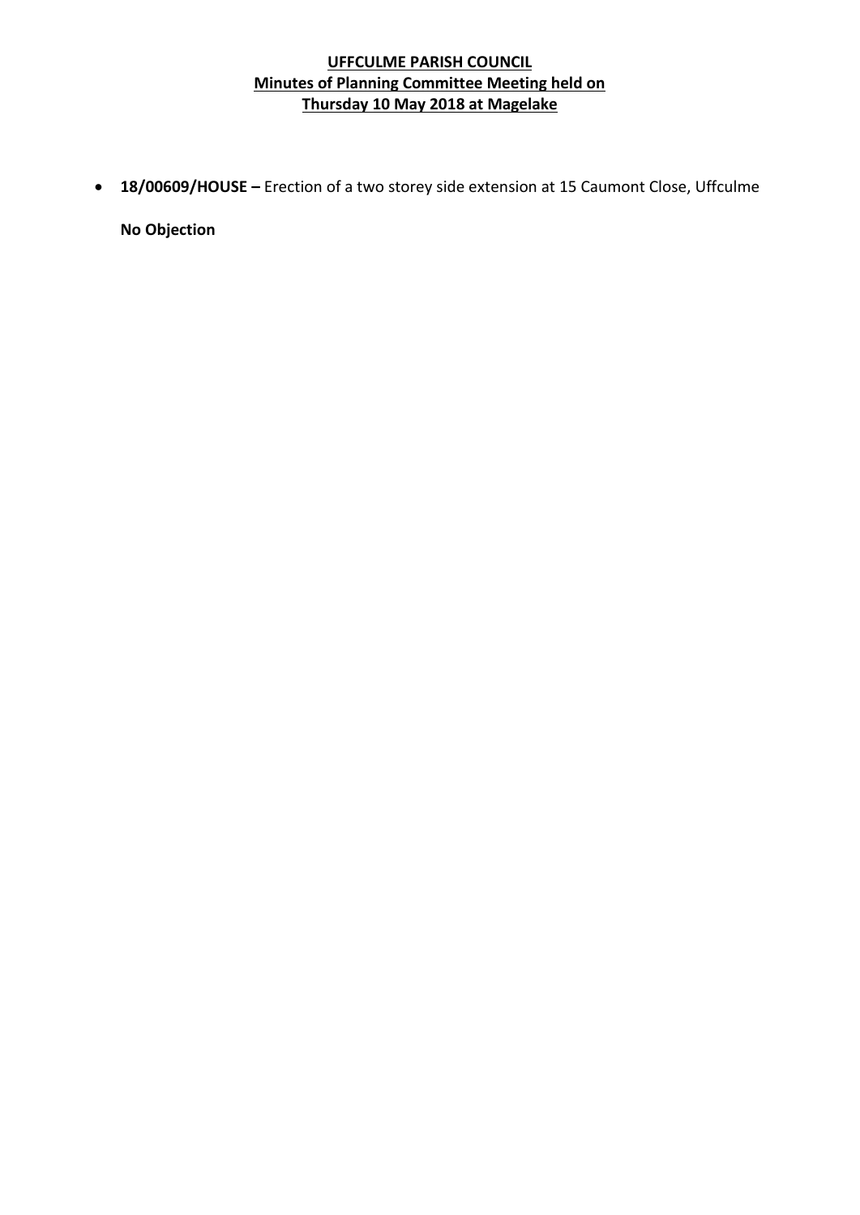# UFFCULME PARISH COUNCIL
## Minutes of Planning Committee Meeting held on
## Thursday 10 May 2018 at Magelake

- **18/00609/HOUSE –** Erection of a two storey side extension at 15 Caumont Close, Uffculme

  **No Objection**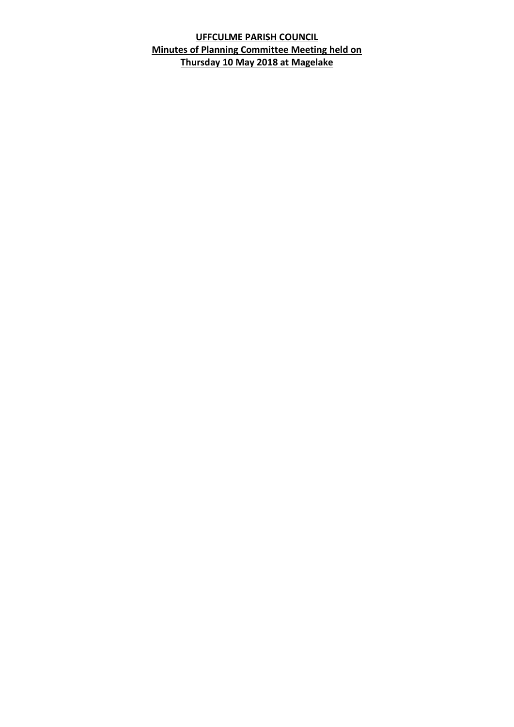**UFFCULME PARISH COUNCIL**
**Minutes of Planning Committee Meeting held on**
**Thursday 10 May 2018 at Magelake**